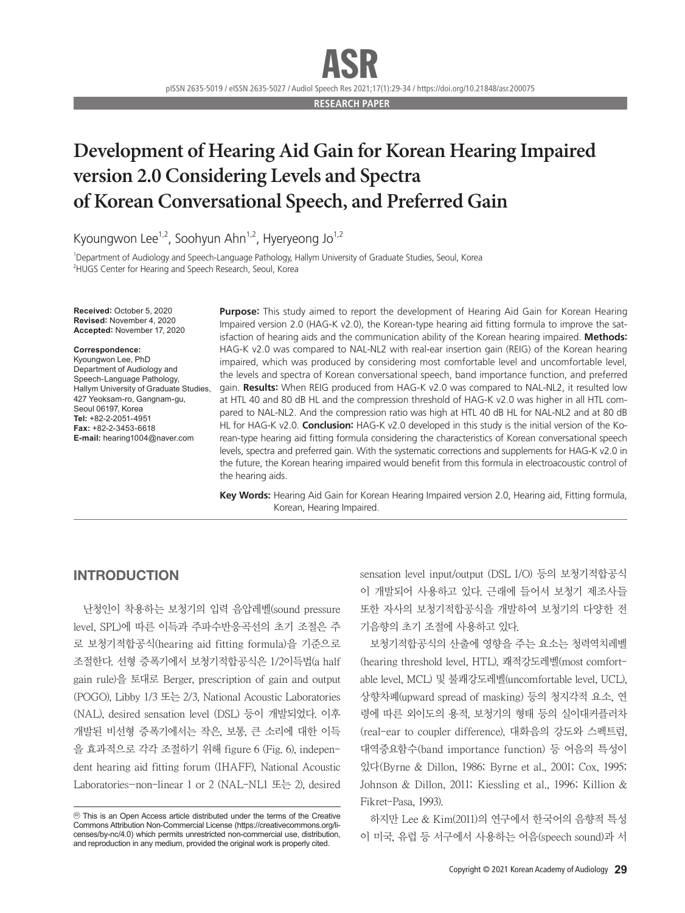RESEARCH PAPER

# Development of Hearing Aid Gain for Korean Hearing Impaired version 2.0 Considering Levels and Spectra of Korean Conversational Speech, and Preferred Gain

Kyoungwon Lee[1,2], Soohyun Ahn[1,2], Hyeryeong Jo[1,2]

[1]Department of Audiology and Speech-Language Pathology, Hallym University of Graduate Studies, Seoul, Korea
[2]HUGS Center for Hearing and Speech Research, Seoul, Korea

**Received:** October 5, 2020
**Revised:** November 4, 2020
**Accepted:** November 17, 2020

**Correspondence:**
Kyoungwon Lee, PhD
Department of Audiology and Speech-Language Pathology, Hallym University of Graduate Studies, 427 Yeoksam-ro, Gangnam-gu, Seoul 06197, Korea
**Tel:** +82-2-2051-4951
**Fax:** +82-2-3453-6618
**E-mail:** hearing1004@naver.com

**Purpose:** This study aimed to report the development of Hearing Aid Gain for Korean Hearing Impaired version 2.0 (HAG-K v2.0), the Korean-type hearing aid fitting formula to improve the satisfaction of hearing aids and the communication ability of the Korean hearing impaired. **Methods:** HAG-K v2.0 was compared to NAL-NL2 with real-ear insertion gain (REIG) of the Korean hearing impaired, which was produced by considering most comfortable level and uncomfortable level, the levels and spectra of Korean conversational speech, band importance function, and preferred gain. **Results:** When REIG produced from HAG-K v2.0 was compared to NAL-NL2, it resulted low at HTL 40 and 80 dB HL and the compression threshold of HAG-K v2.0 was higher in all HTL compared to NAL-NL2. And the compression ratio was high at HTL 40 dB HL for NAL-NL2 and at 80 dB HL for HAG-K v2.0. **Conclusion:** HAG-K v2.0 developed in this study is the initial version of the Korean-type hearing aid fitting formula considering the characteristics of Korean conversational speech levels, spectra and preferred gain. With the systematic corrections and supplements for HAG-K v2.0 in the future, the Korean hearing impaired would benefit from this formula in electroacoustic control of the hearing aids.

**Key Words:** Hearing Aid Gain for Korean Hearing Impaired version 2.0, Hearing aid, Fitting formula, Korean, Hearing Impaired.

## INTRODUCTION

난청인이 착용하는 보청기의 입력 음압레벨(sound pressure level, SPL)에 따른 이득과 주파수반응곡선의 초기 조절은 주로 보청기적합공식(hearing aid fitting formula)을 기준으로 조절한다. 선형 증폭기에서 보청기적합공식은 1/2이득법(a half gain rule)을 토대로 Berger, prescription of gain and output (POGO), Libby 1/3 또는 2/3, National Acoustic Laboratories (NAL), desired sensation level (DSL) 등이 개발되었다. 이후 개발된 비선형 증폭기에서는 작은, 보통, 큰 소리에 대한 이득을 효과적으로 각각 조절하기 위해 figure 6 (Fig. 6), independent hearing aid fitting forum (IHAFF), National Acoustic Laboratories–non-linear 1 or 2 (NAL-NL1 또는 2), desired sensation level input/output (DSL I/O) 등의 보청기적합공식이 개발되어 사용하고 있다. 근래에 들어서 보청기 제조사들 또한 자사의 보청기적합공식을 개발하여 보청기의 다양한 전기음향의 초기 조절에 사용하고 있다.

보청기적합공식의 산출에 영향을 주는 요소는 청력역치레벨(hearing threshold level, HTL), 쾌적강도레벨(most comfortable level, MCL) 및 불쾌강도레벨(uncomfortable level, UCL), 상향차폐(upward spread of masking) 등의 청지각적 요소, 연령에 따른 외이도의 용적, 보청기의 형태 등의 실이대커플러차(real-ear to coupler difference), 대화음의 강도와 스펙트럼, 대역중요함수(band importance function) 등 어음의 특성이 있다(Byrne & Dillon, 1986; Byrne et al., 2001; Cox, 1995; Johnson & Dillon, 2011; Kiessling et al., 1996; Killion & Fikret-Pasa, 1993).

하지만 Lee & Kim(2011)의 연구에서 한국어의 음향적 특성이 미국, 유럽 등 서구에서 사용하는 어음(speech sound)과 서

This is an Open Access article distributed under the terms of the Creative Commons Attribution Non-Commercial License (https://creativecommons.org/licenses/by-nc/4.0) which permits unrestricted non-commercial use, distribution, and reproduction in any medium, provided the original work is properly cited.

Copyright © 2021 Korean Academy of Audiology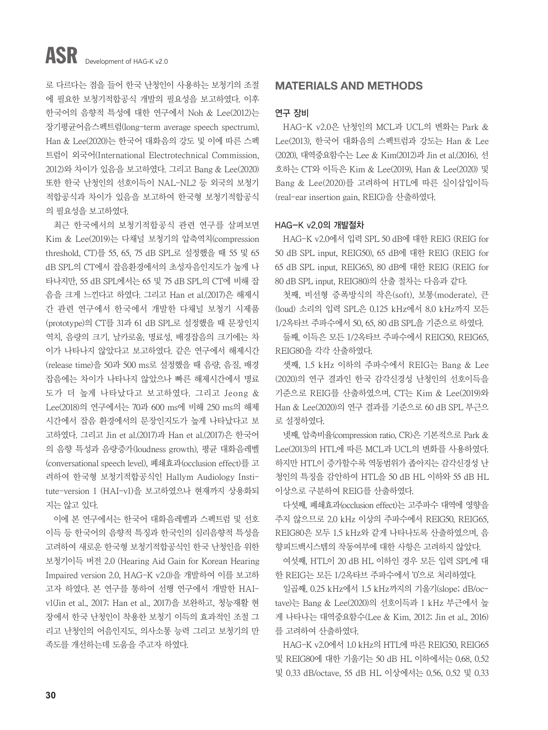로 다르다는 점을 들어 한국 난청인이 사용하는 보청기의 조절에 필요한 보청기적합공식 개발의 필요성을 보고하였다. 이후 한국어의 음향적 특성에 대한 연구에서 Noh & Lee(2012)는 장기평균어음스펙트럼(long-term average speech spectrum), Han & Lee(2020)는 한국어 대화음의 강도 및 이에 따른 스펙트럼이 외국어(International Electrotechnical Commission, 2012)와 차이가 있음을 보고하였다. 그리고 Bang & Lee(2020) 또한 한국 난청인의 선호이득이 NAL-NL2 등 외국의 보청기적합공식과 차이가 있음을 보고하여 한국형 보청기적합공식의 필요성을 보고하였다.

최근 한국에서의 보청기적합공식 관련 연구를 살펴보면 Kim & Lee(2019)는 다채널 보청기의 압축역치(compression threshold, CT)를 55, 65, 75 dB SPL로 설정했을 때 55 및 65 dB SPL의 CT에서 잡음환경에서의 초성자음인지도가 높게 나타나지만, 55 dB SPL에서는 65 및 75 dB SPL의 CT에 비해 잡음을 크게 느낀다고 하였다. 그리고 Han et al.(2017)은 해제시간 관련 연구에서 한국에서 개발한 다채널 보청기 시제품(prototype)의 CT를 31과 61 dB SPL로 설정했을 때 문장인지역치, 음량의 크기, 날카로움, 명료성, 배경잡음의 크기에는 차이가 나타나지 않았다고 보고하였다. 같은 연구에서 해제시간(release time)을 50과 500 ms로 설정했을 때 음량, 음질, 배경잡음에는 차이가 나타나지 않았으나 빠른 해제시간에서 명료도가 더 높게 나타났다고 보고하였다. 그리고 Jeong & Lee(2018)의 연구에서는 70과 600 ms에 비해 250 ms의 해제시간에서 잡음 환경에서의 문장인지도가 높게 나타났다고 보고하였다. 그리고 Jin et al.(2017)과 Han et al.(2017)은 한국어의 음향 특성과 음량증가(loudness growth), 평균 대화음레벨(conversational speech level), 폐쇄효과(occlusion effect)를 고려하여 한국형 보청기적합공식인 Hallym Audiology Institute-version 1 (HAI-v1)을 보고하였으나 현재까지 상용화되지는 않고 있다.

이에 본 연구에서는 한국어 대화음레벨과 스펙트럼 및 선호이득 등 한국어의 음향적 특징과 한국인의 심리음향적 특성을 고려하여 새로운 한국형 보청기적합공식인 한국 난청인을 위한 보청기이득 버전 2.0 (Hearing Aid Gain for Korean Hearing Impaired version 2.0, HAG-K v2.0)을 개발하여 이를 보고하고자 하였다. 본 연구를 통하여 선행 연구에서 개발한 HAI-v1(Jin et al., 2017; Han et al., 2017)을 보완하고, 청능재활 현장에서 한국 난청인이 착용한 보청기 이득의 효과적인 조절 그리고 난청인의 어음인지도, 의사소통 능력 그리고 보청기의 만족도를 개선하는데 도움을 주고자 하였다.

## MATERIALS AND METHODS

### 연구 장비

HAG-K v2.0은 난청인의 MCL과 UCL의 변화는 Park & Lee(2013), 한국어 대화음의 스펙트럼과 강도는 Han & Lee (2020), 대역중요함수는 Lee & Kim(2012)과 Jin et al.(2016), 선호하는 CT와 이득은 Kim & Lee(2019), Han & Lee(2020) 및 Bang & Lee(2020)를 고려하여 HTL에 따른 실이삽입이득(real-ear insertion gain, REIG)을 산출하였다.

### HAG-K v2.0의 개발절차

HAG-K v2.0에서 입력 SPL 50 dB에 대한 REIG (REIG for 50 dB SPL input, REIG50), 65 dB에 대한 REIG (REIG for 65 dB SPL input, REIG65), 80 dB에 대한 REIG (REIG for 80 dB SPL input, REIG80)의 산출 절차는 다음과 같다.

첫째, 비선형 증폭방식의 작은(soft), 보통(moderate), 큰(loud) 소리의 입력 SPL은 0.125 kHz에서 8.0 kHz까지 모든 1/2옥타브 주파수에서 50, 65, 80 dB SPL을 기준으로 하였다.

둘째, 이득은 모든 1/2옥타브 주파수에서 REIG50, REIG65, REIG80을 각각 산출하였다.

셋째, 1.5 kHz 이하의 주파수에서 REIG는 Bang & Lee (2020)의 연구 결과인 한국 감각신경성 난청인의 선호이득을 기준으로 REIG를 산출하였으며, CT는 Kim & Lee(2019)와 Han & Lee(2020)의 연구 결과를 기준으로 60 dB SPL 부근으로 설정하였다.

넷째, 압축비율(compression ratio, CR)은 기본적으로 Park & Lee(2013)의 HTL에 따른 MCL과 UCL의 변화를 사용하였다. 하지만 HTL이 증가할수록 역동범위가 좁아지는 감각신경성 난청인의 특징을 감안하여 HTL을 50 dB HL 이하와 55 dB HL 이상으로 구분하여 REIG를 산출하였다.

다섯째, 폐쇄효과(occlusion effect)는 고주파수 대역에 영향을 주지 않으므로 2.0 kHz 이상의 주파수에서 REIG50, REIG65, REIG80은 모두 1.5 kHz와 같게 나타나도록 산출하였으며, 음향피드백시스템의 작동여부에 대한 사항은 고려하지 않았다.

여섯째, HTL이 20 dB HL 이하인 경우 모든 입력 SPL에 대한 REIG는 모든 1/2옥타브 주파수에서 '0'으로 처리하였다.

일곱째, 0.25 kHz에서 1.5 kHz까지의 기울기(slope; dB/octave)는 Bang & Lee(2020)의 선호이득과 1 kHz 부근에서 높게 나타나는 대역중요함수(Lee & Kim, 2012; Jin et al., 2016)를 고려하여 산출하였다.

HAG-K v2.0에서 1.0 kHz의 HTL에 따른 REIG50, REIG65 및 REIG80에 대한 기울기는 50 dB HL 이하에서는 0.68, 0.52 및 0.33 dB/octave, 55 dB HL 이상에서는 0.56, 0.52 및 0.33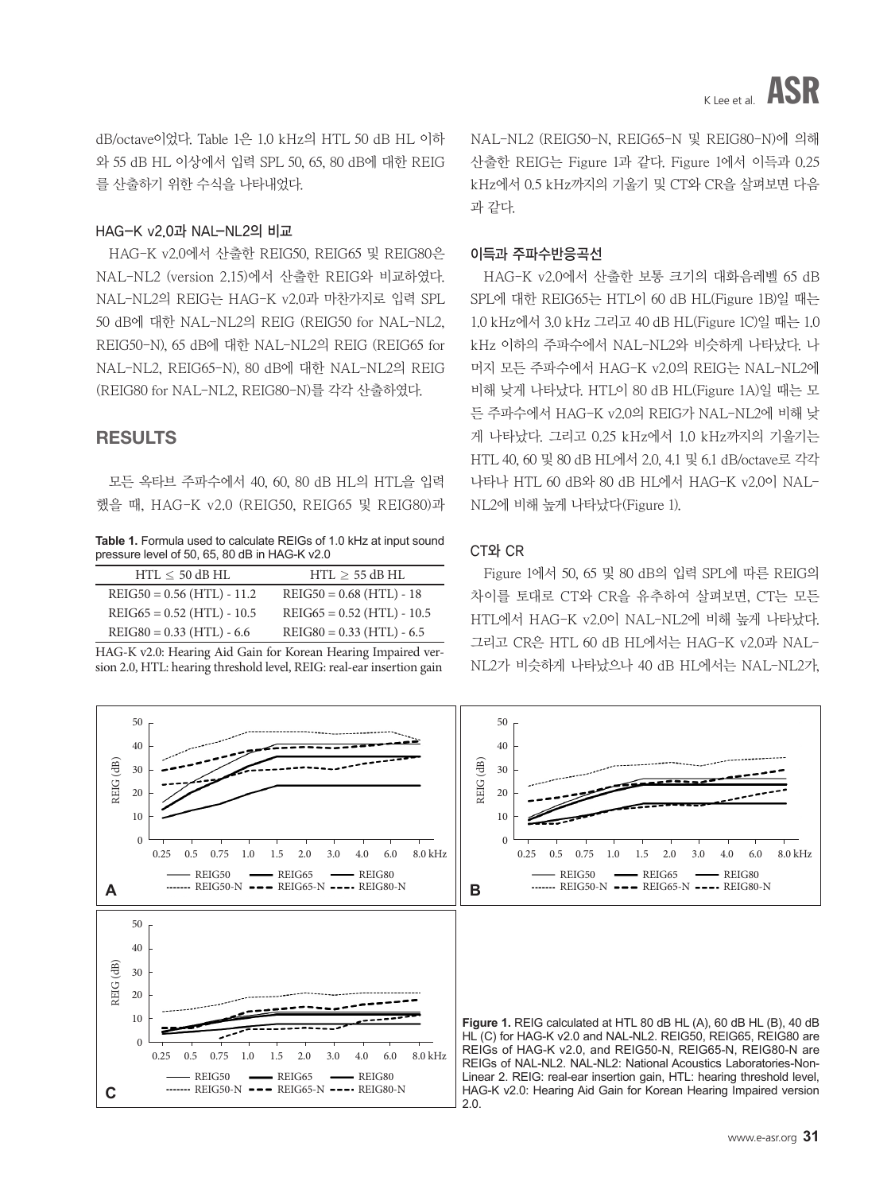dB/octave이었다. Table 1은 1.0 kHz의 HTL 50 dB HL 이하와 55 dB HL 이상에서 입력 SPL 50, 65, 80 dB에 대한 REIG를 산출하기 위한 수식을 나타내었다.

### HAG-K v2.0과 NAL-NL2의 비교

HAG-K v2.0에서 산출한 REIG50, REIG65 및 REIG80은 NAL-NL2 (version 2.15)에서 산출한 REIG와 비교하였다. NAL-NL2의 REIG는 HAG-K v2.0과 마찬가지로 입력 SPL 50 dB에 대한 NAL-NL2의 REIG (REIG50 for NAL-NL2, REIG50-N), 65 dB에 대한 NAL-NL2의 REIG (REIG65 for NAL-NL2, REIG65-N), 80 dB에 대한 NAL-NL2의 REIG (REIG80 for NAL-NL2, REIG80-N)를 각각 산출하였다.

## RESULTS

모든 옥타브 주파수에서 40, 60, 80 dB HL의 HTL을 입력했을 때, HAG-K v2.0 (REIG50, REIG65 및 REIG80)과 NAL-NL2 (REIG50-N, REIG65-N 및 REIG80-N)에 의해 산출한 REIG는 Figure 1과 같다. Figure 1에서 이득과 0.25 kHz에서 0.5 kHz까지의 기울기 및 CT와 CR을 살펴보면 다음과 같다.

**Table 1.** Formula used to calculate REIGs of 1.0 kHz at input sound pressure level of 50, 65, 80 dB in HAG-K v2.0

| HTL ≤ 50 dB HL | HTL ≥ 55 dB HL |
|---|---|
| REIG50 = 0.56 (HTL) - 11.2 | REIG50 = 0.68 (HTL) - 18 |
| REIG65 = 0.52 (HTL) - 10.5 | REIG65 = 0.52 (HTL) - 10.5 |
| REIG80 = 0.33 (HTL) - 6.6 | REIG80 = 0.33 (HTL) - 6.5 |

HAG-K v2.0: Hearing Aid Gain for Korean Hearing Impaired version 2.0, HTL: hearing threshold level, REIG: real-ear insertion gain

### 이득과 주파수반응곡선

HAG-K v2.0에서 산출한 보통 크기의 대화음레벨 65 dB SPL에 대한 REIG65는 HTL이 60 dB HL(Figure 1B)일 때는 1.0 kHz에서 3.0 kHz 그리고 40 dB HL(Figure 1C)일 때는 1.0 kHz 이하의 주파수에서 NAL-NL2와 비슷하게 나타났다. 나머지 모든 주파수에서 HAG-K v2.0의 REIG는 NAL-NL2에 비해 낮게 나타났다. HTL이 80 dB HL(Figure 1A)일 때는 모든 주파수에서 HAG-K v2.0의 REIG가 NAL-NL2에 비해 낮게 나타났다. 그리고 0.25 kHz에서 1.0 kHz까지의 기울기는 HTL 40, 60 및 80 dB HL에서 2.0, 4.1 및 6.1 dB/octave로 각각 나타나 HTL 60 dB와 80 dB HL에서 HAG-K v2.0이 NAL-NL2에 비해 높게 나타났다(Figure 1).

### CT와 CR

Figure 1에서 50, 65 및 80 dB의 입력 SPL에 따른 REIG의 차이를 토대로 CT와 CR을 유추하여 살펴보면, CT는 모든 HTL에서 HAG-K v2.0이 NAL-NL2에 비해 높게 나타났다. 그리고 CR은 HTL 60 dB HL에서는 HAG-K v2.0과 NAL-NL2가 비슷하게 나타났으나 40 dB HL에서는 NAL-NL2가,

**Figure 1.** REIG calculated at HTL 80 dB HL (A), 60 dB HL (B), 40 dB HL (C) for HAG-K v2.0 and NAL-NL2. REIG50, REIG65, REIG80 are REIGs of HAG-K v2.0, and REIG50-N, REIG65-N, REIG80-N are REIGs of NAL-NL2. NAL-NL2: National Acoustics Laboratories-Non-Linear 2. REIG: real-ear insertion gain, HTL: hearing threshold level, HAG-K v2.0: Hearing Aid Gain for Korean Hearing Impaired version 2.0.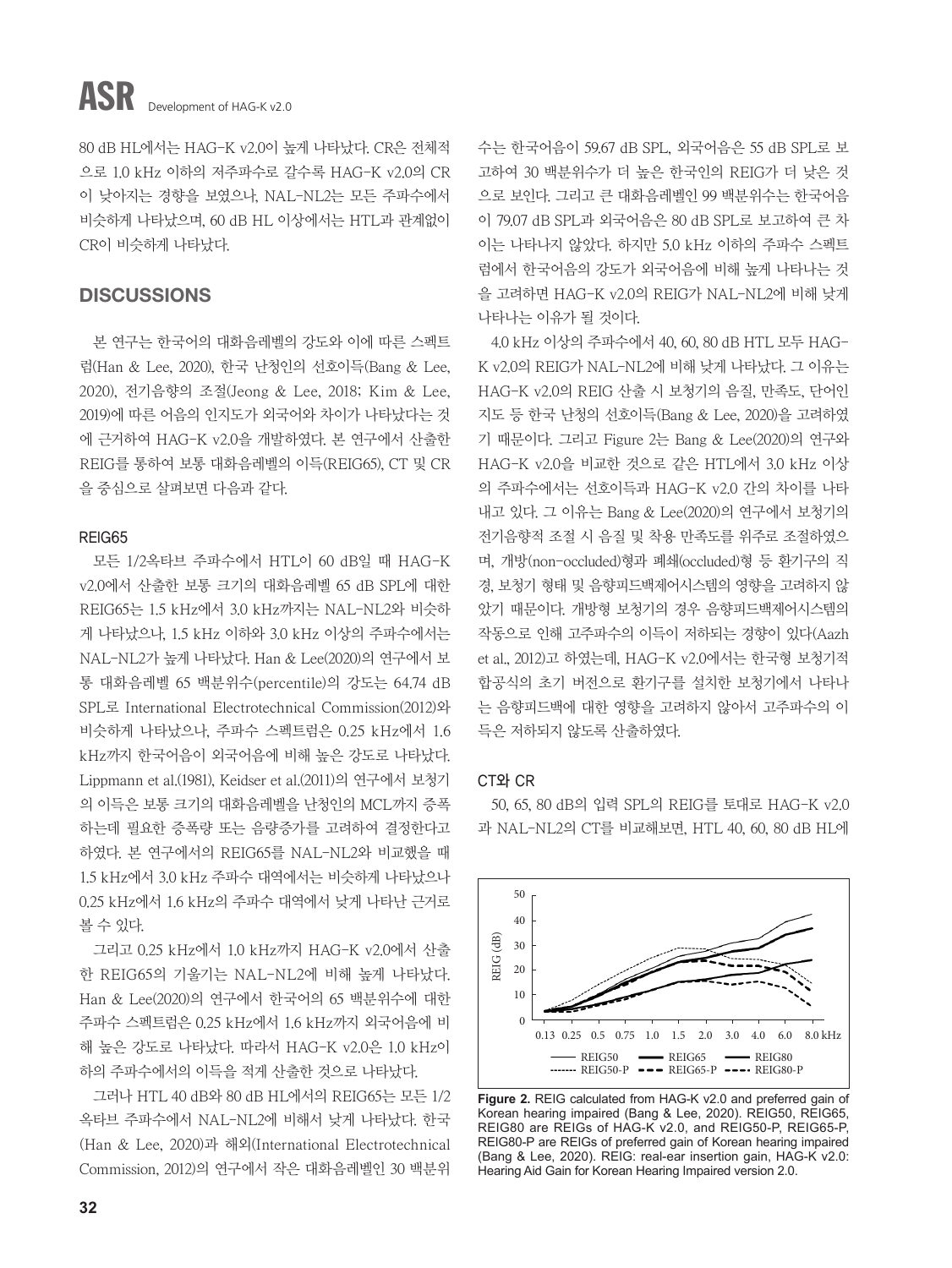80 dB HL에서는 HAG-K v2.0이 높게 나타났다. CR은 전체적으로 1.0 kHz 이하의 저주파수로 갈수록 HAG-K v2.0의 CR이 낮아지는 경향을 보였으나, NAL-NL2는 모든 주파수에서 비슷하게 나타났으며, 60 dB HL 이상에서는 HTL과 관계없이 CR이 비슷하게 나타났다.

## DISCUSSIONS

본 연구는 한국어의 대화음레벨의 강도와 이에 따른 스펙트럼(Han & Lee, 2020), 한국 난청인의 선호이득(Bang & Lee, 2020), 전기음향의 조절(Jeong & Lee, 2018; Kim & Lee, 2019)에 따른 어음의 인지도가 외국어와 차이가 나타났다는 것에 근거하여 HAG-K v2.0을 개발하였다. 본 연구에서 산출한 REIG를 통하여 보통 대화음레벨의 이득(REIG65), CT 및 CR을 중심으로 살펴보면 다음과 같다.

### REIG65

모든 1/2옥타브 주파수에서 HTL이 60 dB일 때 HAG-K v2.0에서 산출한 보통 크기의 대화음레벨 65 dB SPL에 대한 REIG65는 1.5 kHz에서 3.0 kHz까지는 NAL-NL2와 비슷하게 나타났으나, 1.5 kHz 이하와 3.0 kHz 이상의 주파수에서는 NAL-NL2가 높게 나타났다. Han & Lee(2020)의 연구에서 보통 대화음레벨 65 백분위수(percentile)의 강도는 64.74 dB SPL로 International Electrotechnical Commission(2012)와 비슷하게 나타났으나, 주파수 스펙트럼은 0.25 kHz에서 1.6 kHz까지 한국어음이 외국어음에 비해 높은 강도로 나타났다. Lippmann et al.(1981), Keidser et al.(2011)의 연구에서 보청기의 이득은 보통 크기의 대화음레벨을 난청인의 MCL까지 증폭하는데 필요한 증폭량 또는 음량증가를 고려하여 결정한다고 하였다. 본 연구에서의 REIG65를 NAL-NL2와 비교했을 때 1.5 kHz에서 3.0 kHz 주파수 대역에서는 비슷하게 나타났으나 0.25 kHz에서 1.6 kHz의 주파수 대역에서 낮게 나타난 근거로 볼 수 있다.

그리고 0.25 kHz에서 1.0 kHz까지 HAG-K v2.0에서 산출한 REIG65의 기울기는 NAL-NL2에 비해 높게 나타났다. Han & Lee(2020)의 연구에서 한국어의 65 백분위수에 대한 주파수 스펙트럼은 0.25 kHz에서 1.6 kHz까지 외국어음에 비해 높은 강도로 나타났다. 따라서 HAG-K v2.0은 1.0 kHz이하의 주파수에서의 이득을 적게 산출한 것으로 나타났다.

그러나 HTL 40 dB와 80 dB HL에서의 REIG65는 모든 1/2 옥타브 주파수에서 NAL-NL2에 비해서 낮게 나타났다. 한국(Han & Lee, 2020)과 해외(International Electrotechnical Commission, 2012)의 연구에서 작은 대화음레벨인 30 백분위수는 한국어음이 59.67 dB SPL, 외국어음은 55 dB SPL로 보고하여 30 백분위수가 더 높은 한국인의 REIG가 더 낮은 것으로 보인다. 그리고 큰 대화음레벨인 99 백분위수는 한국어음이 79.07 dB SPL과 외국어음은 80 dB SPL로 보고하여 큰 차이는 나타나지 않았다. 하지만 5.0 kHz 이하의 주파수 스펙트럼에서 한국어음의 강도가 외국어음에 비해 높게 나타나는 것을 고려하면 HAG-K v2.0의 REIG가 NAL-NL2에 비해 낮게 나타나는 이유가 될 것이다.

4.0 kHz 이상의 주파수에서 40, 60, 80 dB HTL 모두 HAG-K v2.0의 REIG가 NAL-NL2에 비해 낮게 나타났다. 그 이유는 HAG-K v2.0의 REIG 산출 시 보청기의 음질, 만족도, 단어인지도 등 한국 난청의 선호이득(Bang & Lee, 2020)을 고려하였기 때문이다. 그리고 Figure 2는 Bang & Lee(2020)의 연구와 HAG-K v2.0을 비교한 것으로 같은 HTL에서 3.0 kHz 이상의 주파수에서는 선호이득과 HAG-K v2.0 간의 차이를 나타내고 있다. 그 이유는 Bang & Lee(2020)의 연구에서 보청기의 전기음향적 조절 시 음질 및 착용 만족도를 위주로 조절하였으며, 개방(non-occluded)형과 폐쇄(occluded)형 등 환기구의 직경, 보청기 형태 및 음향피드백제어시스템의 영향을 고려하지 않았기 때문이다. 개방형 보청기의 경우 음향피드백제어시스템의 작동으로 인해 고주파수의 이득이 저하되는 경향이 있다(Aazh et al., 2012)고 하였는데, HAG-K v2.0에서는 한국형 보청기적합공식의 초기 버전으로 환기구를 설치한 보청기에서 나타나는 음향피드백에 대한 영향을 고려하지 않아서 고주파수의 이득은 저하되지 않도록 산출하였다.

### CT와 CR

50, 65, 80 dB의 입력 SPL의 REIG를 토대로 HAG-K v2.0과 NAL-NL2의 CT를 비교해보면, HTL 40, 60, 80 dB HL에

**Figure 2.** REIG calculated from HAG-K v2.0 and preferred gain of Korean hearing impaired (Bang & Lee, 2020). REIG50, REIG65, REIG80 are REIGs of HAG-K v2.0, and REIG50-P, REIG65-P, REIG80-P are REIGs of preferred gain of Korean hearing impaired (Bang & Lee, 2020). REIG: real-ear insertion gain, HAG-K v2.0: Hearing Aid Gain for Korean Hearing Impaired version 2.0.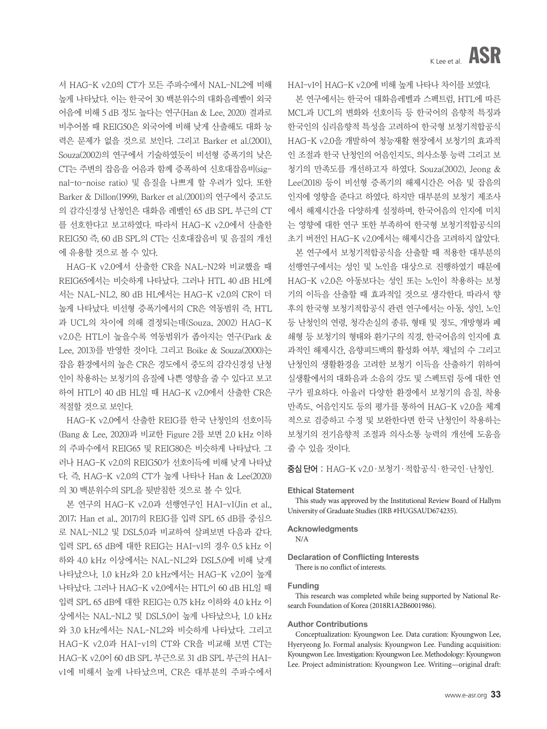서 HAG-K v2.0의 CT가 모든 주파수에서 NAL-NL2에 비해 높게 나타났다. 이는 한국어 30 백분위수의 대화음레벨이 외국어음에 비해 5 dB 정도 높다는 연구(Han & Lee, 2020) 결과로 비추어볼 때 REIG50은 외국어에 비해 낮게 산출해도 대화 능력은 문제가 없을 것으로 보인다. 그리고 Barker et al.(2001), Souza(2002)의 연구에서 기술하였듯이 비선형 증폭기의 낮은 CT는 주변의 잡음을 어음과 함께 증폭하여 신호대잡음비(signal-to-noise ratio) 및 음질을 나쁘게 할 우려가 있다. 또한 Barker & Dillon(1999), Barker et al.(2001)의 연구에서 중고도의 감각신경성 난청인은 대화음 레벨인 65 dB SPL 부근의 CT를 선호한다고 보고하였다. 따라서 HAG-K v2.0에서 산출한 REIG50 즉, 60 dB SPL의 CT는 신호대잡음비 및 음질의 개선에 유용할 것으로 볼 수 있다.

HAG-K v2.0에서 산출한 CR을 NAL-N2와 비교했을 때 REIG65에서는 비슷하게 나타났다. 그러나 HTL 40 dB HL에서는 NAL-NL2, 80 dB HL에서는 HAG-K v2.0의 CR이 더 높게 나타났다. 비선형 증폭기에서의 CR은 역동범위 즉, HTL과 UCL의 차이에 의해 결정되는데(Souza, 2002) HAG-K v2.0은 HTL이 높을수록 역동범위가 좁아지는 연구(Park & Lee, 2013)를 반영한 것이다. 그리고 Boike & Souza(2000)는 잡음 환경에서의 높은 CR은 경도에서 중도의 감각신경성 난청인이 착용하는 보청기의 음질에 나쁜 영향을 줄 수 있다고 보고하여 HTL이 40 dB HL일 때 HAG-K v2.0에서 산출한 CR은 적절할 것으로 보인다.

HAG-K v2.0에서 산출한 REIG를 한국 난청인의 선호이득(Bang & Lee, 2020)과 비교한 Figure 2를 보면 2.0 kHz 이하의 주파수에서 REIG65 및 REIG80은 비슷하게 나타났다. 그러나 HAG-K v2.0의 REIG50가 선호이득에 비해 낮게 나타났다. 즉, HAG-K v2.0의 CT가 높게 나타나 Han & Lee(2020)의 30 백분위수의 SPL을 뒷받침한 것으로 볼 수 있다.

본 연구의 HAG-K v2.0과 선행연구인 HAI-v1(Jin et al., 2017; Han et al., 2017)의 REIG를 입력 SPL 65 dB를 중심으로 NAL-NL2 및 DSL5.0과 비교하여 살펴보면 다음과 같다. 입력 SPL 65 dB에 대한 REIG는 HAI-v1의 경우 0.5 kHz 이하와 4.0 kHz 이상에서는 NAL-NL2와 DSL5.0에 비해 낮게 나타났으나, 1.0 kHz와 2.0 kHz에서는 HAG-K v2.0이 높게 나타났다. 그러나 HAG-K v2.0에서는 HTL이 60 dB HL일 때 입력 SPL 65 dB에 대한 REIG는 0.75 kHz 이하와 4.0 kHz 이상에서는 NAL-NL2 및 DSL5.0이 높게 나타났으나, 1.0 kHz와 3.0 kHz에서는 NAL-NL2와 비슷하게 나타났다. 그리고 HAG-K v2.0과 HAI-v1의 CT와 CR을 비교해 보면 CT는 HAG-K v2.0이 60 dB SPL 부근으로 31 dB SPL 부근의 HAI-v1에 비해서 높게 나타났으며, CR은 대부분의 주파수에서 HAI-v1이 HAG-K v2.0에 비해 높게 나타나 차이를 보였다.

본 연구에서는 한국어 대화음레벨과 스펙트럼, HTL에 따른 MCL과 UCL의 변화와 선호이득 등 한국어의 음향적 특징과 한국인의 심리음향적 특성을 고려하여 한국형 보청기적합공식 HAG-K v2.0을 개발하여 청능재활 현장에서 보청기의 효과적인 조절과 한국 난청인의 어음인지도, 의사소통 능력 그리고 보청기의 만족도를 개선하고자 하였다. Souza(2002), Jeong & Lee(2018) 등이 비선형 증폭기의 해제시간은 어음 및 잡음의 인지에 영향을 준다고 하였다. 하지만 대부분의 보청기 제조사에서 해제시간을 다양하게 설정하며, 한국어음의 인지에 미치는 영향에 대한 연구 또한 부족하여 한국형 보청기적합공식의 초기 버전인 HAG-K v2.0에서는 해제시간을 고려하지 않았다.

본 연구에서 보청기적합공식을 산출할 때 적용한 대부분의 선행연구에서는 성인 및 노인을 대상으로 진행하였기 때문에 HAG-K v2.0은 아동보다는 성인 또는 노인이 착용하는 보청기의 이득을 산출할 때 효과적일 것으로 생각한다. 따라서 향후의 한국형 보청기적합공식 관련 연구에서는 아동, 성인, 노인 등 난청인의 연령, 청각손실의 종류, 형태 및 정도, 개방형과 폐쇄형 등 보청기의 형태와 환기구의 직경, 한국어음의 인지에 효과적인 해제시간, 음향피드백의 활성화 여부, 채널의 수 그리고 난청인의 생활환경을 고려한 보청기 이득을 산출하기 위하여 실생활에서의 대화음과 소음의 강도 및 스펙트럼 등에 대한 연구가 필요하다. 아울러 다양한 환경에서 보청기의 음질, 착용 만족도, 어음인지도 등의 평가를 통하여 HAG-K v2.0을 체계적으로 검증하고 수정 및 보완한다면 한국 난청인이 착용하는 보청기의 전기음향적 조절과 의사소통 능력의 개선에 도움을 줄 수 있을 것이다.

**중심 단어** : HAG-K v2.0 · 보청기 · 적합공식 · 한국인 · 난청인.

#### Ethical Statement

This study was approved by the Institutional Review Board of Hallym University of Graduate Studies (IRB #HUGSAUD674235).

#### Acknowledgments

N/A

#### Declaration of Conflicting Interests

There is no conflict of interests.

#### Funding

This research was completed while being supported by National Research Foundation of Korea (2018R1A2B6001986).

#### Author Contributions

Conceptualization: Kyoungwon Lee. Data curation: Kyoungwon Lee, Hyeryeong Jo. Formal analysis: Kyoungwon Lee. Funding acquisition: Kyoungwon Lee. Investigation: Kyoungwon Lee. Methodology: Kyoungwon Lee. Project administration: Kyoungwon Lee. Writing—original draft: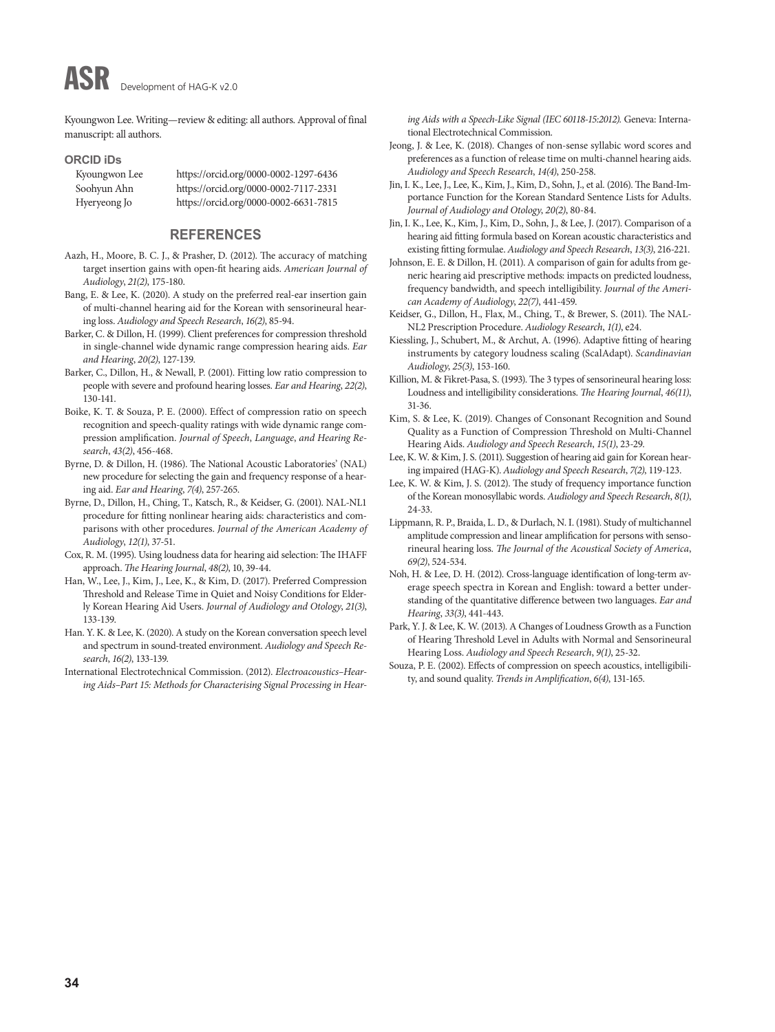Kyoungwon Lee. Writing—review & editing: all authors. Approval of final manuscript: all authors.

### ORCID iDs

| | |
|---|---|
| Kyoungwon Lee | https://orcid.org/0000-0002-1297-6436 |
| Soohyun Ahn | https://orcid.org/0000-0002-7117-2331 |
| Hyeryeong Jo | https://orcid.org/0000-0002-6631-7815 |

## REFERENCES

Aazh, H., Moore, B. C. J., & Prasher, D. (2012). The accuracy of matching target insertion gains with open-fit hearing aids. *American Journal of Audiology*, *21(2)*, 175-180.

Bang, E. & Lee, K. (2020). A study on the preferred real-ear insertion gain of multi-channel hearing aid for the Korean with sensorineural hearing loss. *Audiology and Speech Research*, *16(2)*, 85-94.

Barker, C. & Dillon, H. (1999). Client preferences for compression threshold in single-channel wide dynamic range compression hearing aids. *Ear and Hearing*, *20(2)*, 127-139.

Barker, C., Dillon, H., & Newall, P. (2001). Fitting low ratio compression to people with severe and profound hearing losses. *Ear and Hearing*, *22(2)*, 130-141.

Boike, K. T. & Souza, P. E. (2000). Effect of compression ratio on speech recognition and speech-quality ratings with wide dynamic range compression amplification. *Journal of Speech*, *Language*, *and Hearing Research*, *43(2)*, 456-468.

Byrne, D. & Dillon, H. (1986). The National Acoustic Laboratories' (NAL) new procedure for selecting the gain and frequency response of a hearing aid. *Ear and Hearing*, *7(4)*, 257-265.

Byrne, D., Dillon, H., Ching, T., Katsch, R., & Keidser, G. (2001). NAL-NL1 procedure for fitting nonlinear hearing aids: characteristics and comparisons with other procedures. *Journal of the American Academy of Audiology*, *12(1)*, 37-51.

Cox, R. M. (1995). Using loudness data for hearing aid selection: The IHAFF approach. *The Hearing Journal*, *48(2)*, 10, 39-44.

Han, W., Lee, J., Kim, J., Lee, K., & Kim, D. (2017). Preferred Compression Threshold and Release Time in Quiet and Noisy Conditions for Elderly Korean Hearing Aid Users. *Journal of Audiology and Otology*, *21(3)*, 133-139.

Han. Y. K. & Lee, K. (2020). A study on the Korean conversation speech level and spectrum in sound-treated environment. *Audiology and Speech Research*, *16(2)*, 133-139.

International Electrotechnical Commission. (2012). *Electroacoustics–Hearing Aids–Part 15: Methods for Characterising Signal Processing in Hearing Aids with a Speech-Like Signal (IEC 60118-15:2012).* Geneva: International Electrotechnical Commission.

Jeong, J. & Lee, K. (2018). Changes of non-sense syllabic word scores and preferences as a function of release time on multi-channel hearing aids. *Audiology and Speech Research*, *14(4)*, 250-258.

Jin, I. K., Lee, J., Lee, K., Kim, J., Kim, D., Sohn, J., et al. (2016). The Band-Importance Function for the Korean Standard Sentence Lists for Adults. *Journal of Audiology and Otology*, *20(2)*, 80-84.

Jin, I. K., Lee, K., Kim, J., Kim, D., Sohn, J., & Lee, J. (2017). Comparison of a hearing aid fitting formula based on Korean acoustic characteristics and existing fitting formulae. *Audiology and Speech Research*, *13(3)*, 216-221.

Johnson, E. E. & Dillon, H. (2011). A comparison of gain for adults from generic hearing aid prescriptive methods: impacts on predicted loudness, frequency bandwidth, and speech intelligibility. *Journal of the American Academy of Audiology*, *22(7)*, 441-459.

Keidser, G., Dillon, H., Flax, M., Ching, T., & Brewer, S. (2011). The NAL-NL2 Prescription Procedure. *Audiology Research*, *1(1)*, e24.

Kiessling, J., Schubert, M., & Archut, A. (1996). Adaptive fitting of hearing instruments by category loudness scaling (ScalAdapt). *Scandinavian Audiology*, *25(3)*, 153-160.

Killion, M. & Fikret-Pasa, S. (1993). The 3 types of sensorineural hearing loss: Loudness and intelligibility considerations. *The Hearing Journal*, *46(11)*, 31-36.

Kim, S. & Lee, K. (2019). Changes of Consonant Recognition and Sound Quality as a Function of Compression Threshold on Multi-Channel Hearing Aids. *Audiology and Speech Research*, *15(1)*, 23-29.

Lee, K. W. & Kim, J. S. (2011). Suggestion of hearing aid gain for Korean hearing impaired (HAG-K). *Audiology and Speech Research*, *7(2)*, 119-123.

Lee, K. W. & Kim, J. S. (2012). The study of frequency importance function of the Korean monosyllabic words. *Audiology and Speech Research*, *8(1)*, 24-33.

Lippmann, R. P., Braida, L. D., & Durlach, N. I. (1981). Study of multichannel amplitude compression and linear amplification for persons with sensorineural hearing loss. *The Journal of the Acoustical Society of America*, *69(2)*, 524-534.

Noh, H. & Lee, D. H. (2012). Cross-language identification of long-term average speech spectra in Korean and English: toward a better understanding of the quantitative difference between two languages. *Ear and Hearing*, *33(3)*, 441-443.

Park, Y. J. & Lee, K. W. (2013). A Changes of Loudness Growth as a Function of Hearing Threshold Level in Adults with Normal and Sensorineural Hearing Loss. *Audiology and Speech Research*, *9(1)*, 25-32.

Souza, P. E. (2002). Effects of compression on speech acoustics, intelligibility, and sound quality. *Trends in Amplification*, *6(4)*, 131-165.